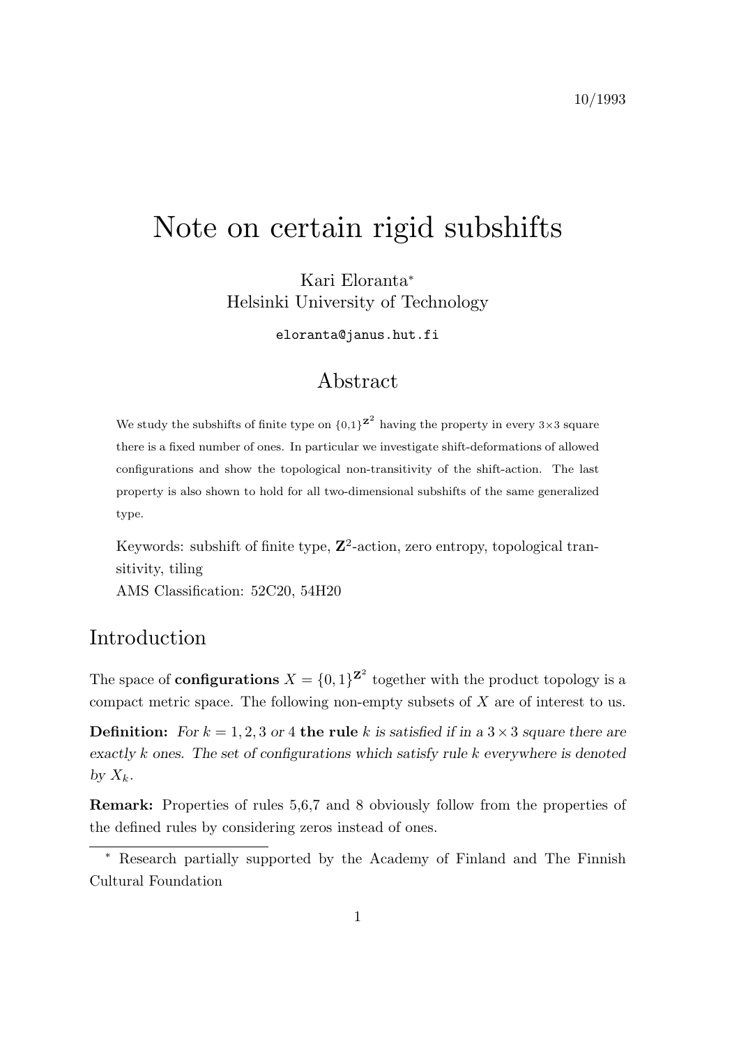10/1993

# Note on certain rigid subshifts

Kari Eloranta*
Helsinki University of Technology

eloranta@janus.hut.fi

## Abstract

We study the subshifts of finite type on $\{0,1\}^{\mathbf{Z}^2}$ having the property in every $3\times 3$ square there is a fixed number of ones. In particular we investigate shift-deformations of allowed configurations and show the topological non-transitivity of the shift-action. The last property is also shown to hold for all two-dimensional subshifts of the same generalized type.

Keywords: subshift of finite type, $\mathbf{Z}^2$-action, zero entropy, topological transitivity, tiling
AMS Classification: 52C20, 54H20

## Introduction

The space of **configurations** $X = \{0,1\}^{\mathbf{Z}^2}$ together with the product topology is a compact metric space. The following non-empty subsets of $X$ are of interest to us.

**Definition:** *For $k = 1, 2, 3$ or $4$* **the rule** *$k$ is satisfied if in a $3\times 3$ square there are exactly $k$ ones. The set of configurations which satisfy rule $k$ everywhere is denoted by $X_k$.*

**Remark:** Properties of rules 5,6,7 and 8 obviously follow from the properties of the defined rules by considering zeros instead of ones.

---

* Research partially supported by the Academy of Finland and The Finnish Cultural Foundation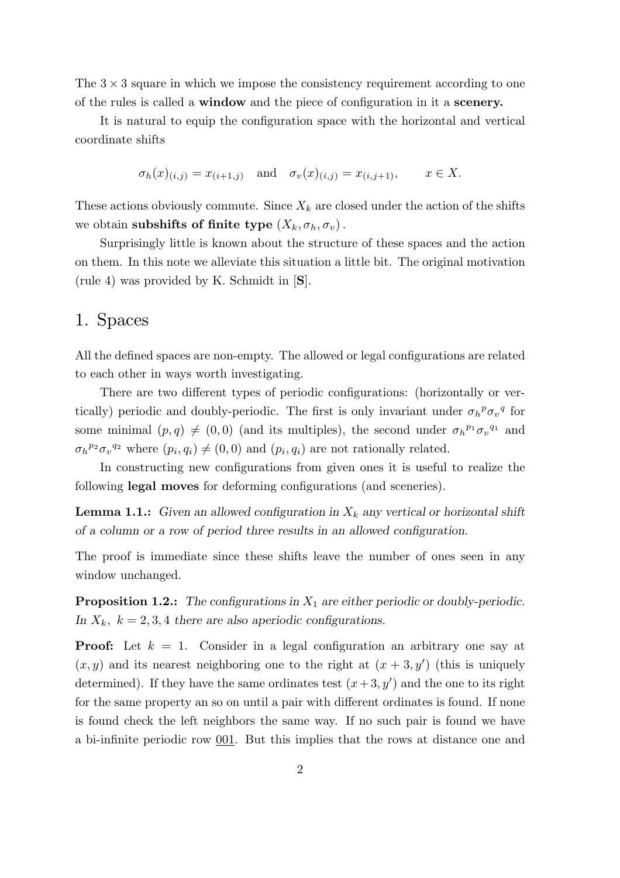The $3 \times 3$ square in which we impose the consistency requirement according to one of the rules is called a **window** and the piece of configuration in it a **scenery.**

It is natural to equip the configuration space with the horizontal and vertical coordinate shifts

$$\sigma_h(x)_{(i,j)} = x_{(i+1,j)} \quad \text{and} \quad \sigma_v(x)_{(i,j)} = x_{(i,j+1)}, \qquad x \in X.$$

These actions obviously commute. Since $X_k$ are closed under the action of the shifts we obtain **subshifts of finite type** $(X_k, \sigma_h, \sigma_v)$.

Surprisingly little is known about the structure of these spaces and the action on them. In this note we alleviate this situation a little bit. The original motivation (rule 4) was provided by K. Schmidt in [**S**].

# 1. Spaces

All the defined spaces are non-empty. The allowed or legal configurations are related to each other in ways worth investigating.

There are two different types of periodic configurations: (horizontally or vertically) periodic and doubly-periodic. The first is only invariant under ${\sigma_h}^p {\sigma_v}^q$ for some minimal $(p, q) \neq (0, 0)$ (and its multiples), the second under ${\sigma_h}^{p_1} {\sigma_v}^{q_1}$ and ${\sigma_h}^{p_2} {\sigma_v}^{q_2}$ where $(p_i, q_i) \neq (0, 0)$ and $(p_i, q_i)$ are not rationally related.

In constructing new configurations from given ones it is useful to realize the following **legal moves** for deforming configurations (and sceneries).

**Lemma 1.1.:** *Given an allowed configuration in $X_k$ any vertical or horizontal shift of a column or a row of period three results in an allowed configuration.*

The proof is immediate since these shifts leave the number of ones seen in any window unchanged.

**Proposition 1.2.:** *The configurations in $X_1$ are either periodic or doubly-periodic. In $X_k$, $k = 2, 3, 4$ there are also aperiodic configurations.*

**Proof:** Let $k = 1$. Consider in a legal configuration an arbitrary one say at $(x, y)$ and its nearest neighboring one to the right at $(x+3, y')$ (this is uniquely determined). If they have the same ordinates test $(x+3, y')$ and the one to its right for the same property an so on until a pair with different ordinates is found. If none is found check the left neighbors the same way. If no such pair is found we have a bi-infinite periodic row $\underline{001}$. But this implies that the rows at distance one and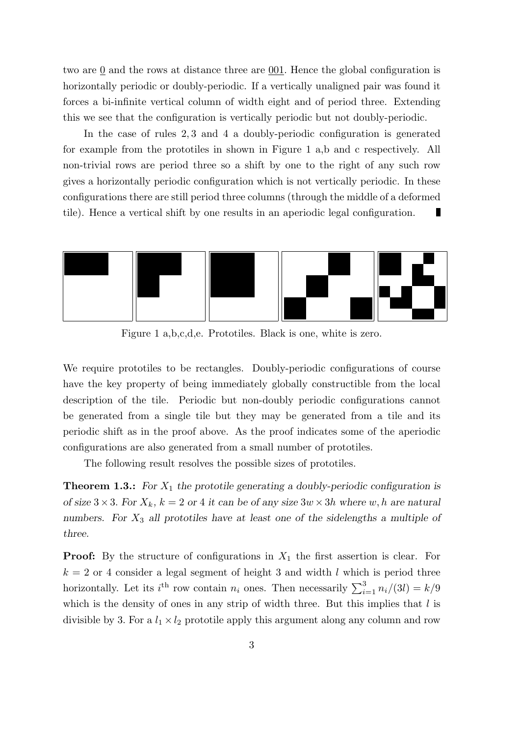two are $\underline{0}$ and the rows at distance three are $\underline{001}$. Hence the global configuration is horizontally periodic or doubly-periodic. If a vertically unaligned pair was found it forces a bi-infinite vertical column of width eight and of period three. Extending this we see that the configuration is vertically periodic but not doubly-periodic.

In the case of rules $2, 3$ and $4$ a doubly-periodic configuration is generated for example from the prototiles in shown in Figure 1 a,b and c respectively. All non-trivial rows are period three so a shift by one to the right of any such row gives a horizontally periodic configuration which is not vertically periodic. In these configurations there are still period three columns (through the middle of a deformed tile). Hence a vertical shift by one results in an aperiodic legal configuration. ∎

Figure 1 a,b,c,d,e. Prototiles. Black is one, white is zero.

We require prototiles to be rectangles. Doubly-periodic configurations of course have the key property of being immediately globally constructible from the local description of the tile. Periodic but non-doubly periodic configurations cannot be generated from a single tile but they may be generated from a tile and its periodic shift as in the proof above. As the proof indicates some of the aperiodic configurations are also generated from a small number of prototiles.

The following result resolves the possible sizes of prototiles.

**Theorem 1.3.:** *For $X_1$ the prototile generating a doubly-periodic configuration is of size $3 \times 3$. For $X_k$, $k = 2$ or $4$ it can be of any size $3w \times 3h$ where $w, h$ are natural numbers. For $X_3$ all prototiles have at least one of the sidelengths a multiple of three.*

**Proof:** By the structure of configurations in $X_1$ the first assertion is clear. For $k = 2$ or $4$ consider a legal segment of height 3 and width $l$ which is period three horizontally. Let its $i^{\text{th}}$ row contain $n_i$ ones. Then necessarily $\sum_{i=1}^{3} n_i/(3l) = k/9$ which is the density of ones in any strip of width three. But this implies that $l$ is divisible by 3. For a $l_1 \times l_2$ prototile apply this argument along any column and row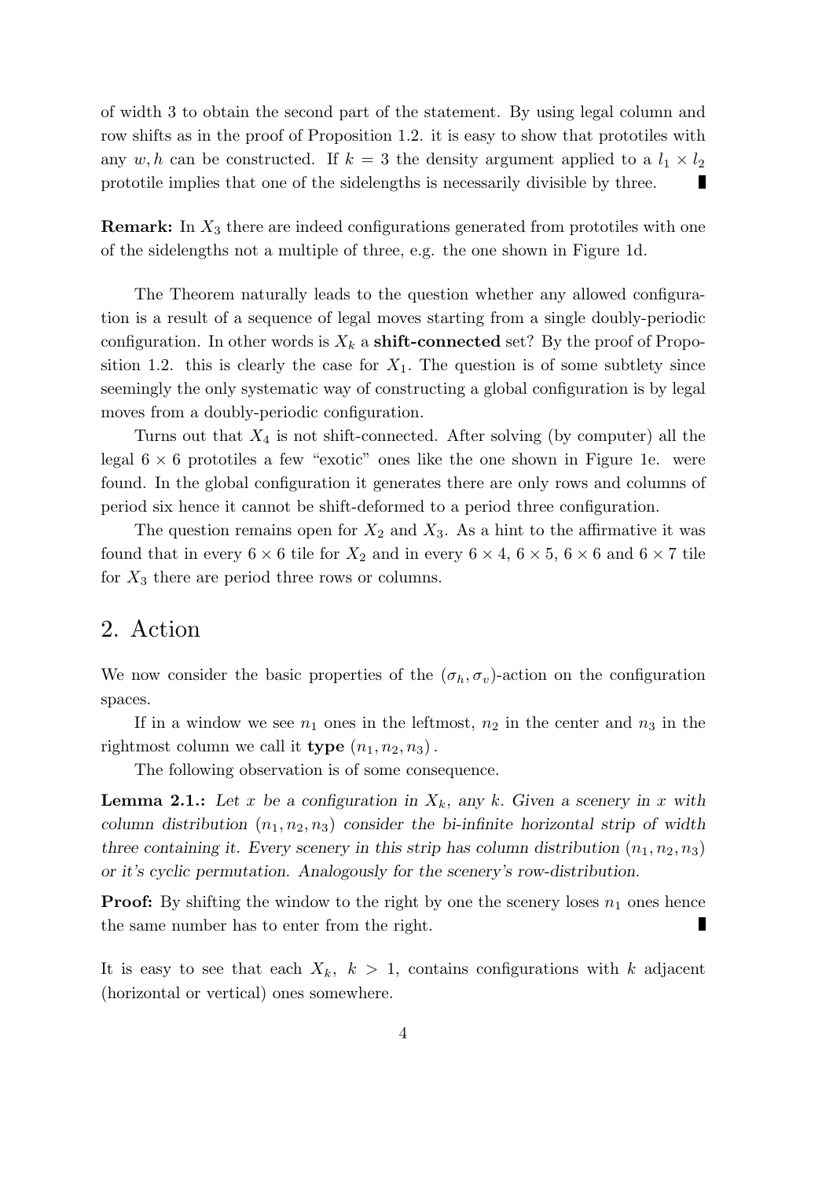of width 3 to obtain the second part of the statement. By using legal column and row shifts as in the proof of Proposition 1.2. it is easy to show that prototiles with any $w, h$ can be constructed. If $k = 3$ the density argument applied to a $l_1 \times l_2$ prototile implies that one of the sidelengths is necessarily divisible by three. ∎

**Remark:** In $X_3$ there are indeed configurations generated from prototiles with one of the sidelengths not a multiple of three, e.g. the one shown in Figure 1d.

The Theorem naturally leads to the question whether any allowed configuration is a result of a sequence of legal moves starting from a single doubly-periodic configuration. In other words is $X_k$ a **shift-connected** set? By the proof of Proposition 1.2. this is clearly the case for $X_1$. The question is of some subtlety since seemingly the only systematic way of constructing a global configuration is by legal moves from a doubly-periodic configuration.

Turns out that $X_4$ is not shift-connected. After solving (by computer) all the legal $6 \times 6$ prototiles a few "exotic" ones like the one shown in Figure 1e. were found. In the global configuration it generates there are only rows and columns of period six hence it cannot be shift-deformed to a period three configuration.

The question remains open for $X_2$ and $X_3$. As a hint to the affirmative it was found that in every $6 \times 6$ tile for $X_2$ and in every $6 \times 4$, $6 \times 5$, $6 \times 6$ and $6 \times 7$ tile for $X_3$ there are period three rows or columns.

## 2. Action

We now consider the basic properties of the $(\sigma_h, \sigma_v)$-action on the configuration spaces.

If in a window we see $n_1$ ones in the leftmost, $n_2$ in the center and $n_3$ in the rightmost column we call it **type** $(n_1, n_2, n_3)$.

The following observation is of some consequence.

**Lemma 2.1.:** *Let $x$ be a configuration in $X_k$, any $k$. Given a scenery in $x$ with column distribution $(n_1, n_2, n_3)$ consider the bi-infinite horizontal strip of width three containing it. Every scenery in this strip has column distribution $(n_1, n_2, n_3)$ or it's cyclic permutation. Analogously for the scenery's row-distribution.*

**Proof:** By shifting the window to the right by one the scenery loses $n_1$ ones hence the same number has to enter from the right. ∎

It is easy to see that each $X_k$, $k > 1$, contains configurations with $k$ adjacent (horizontal or vertical) ones somewhere.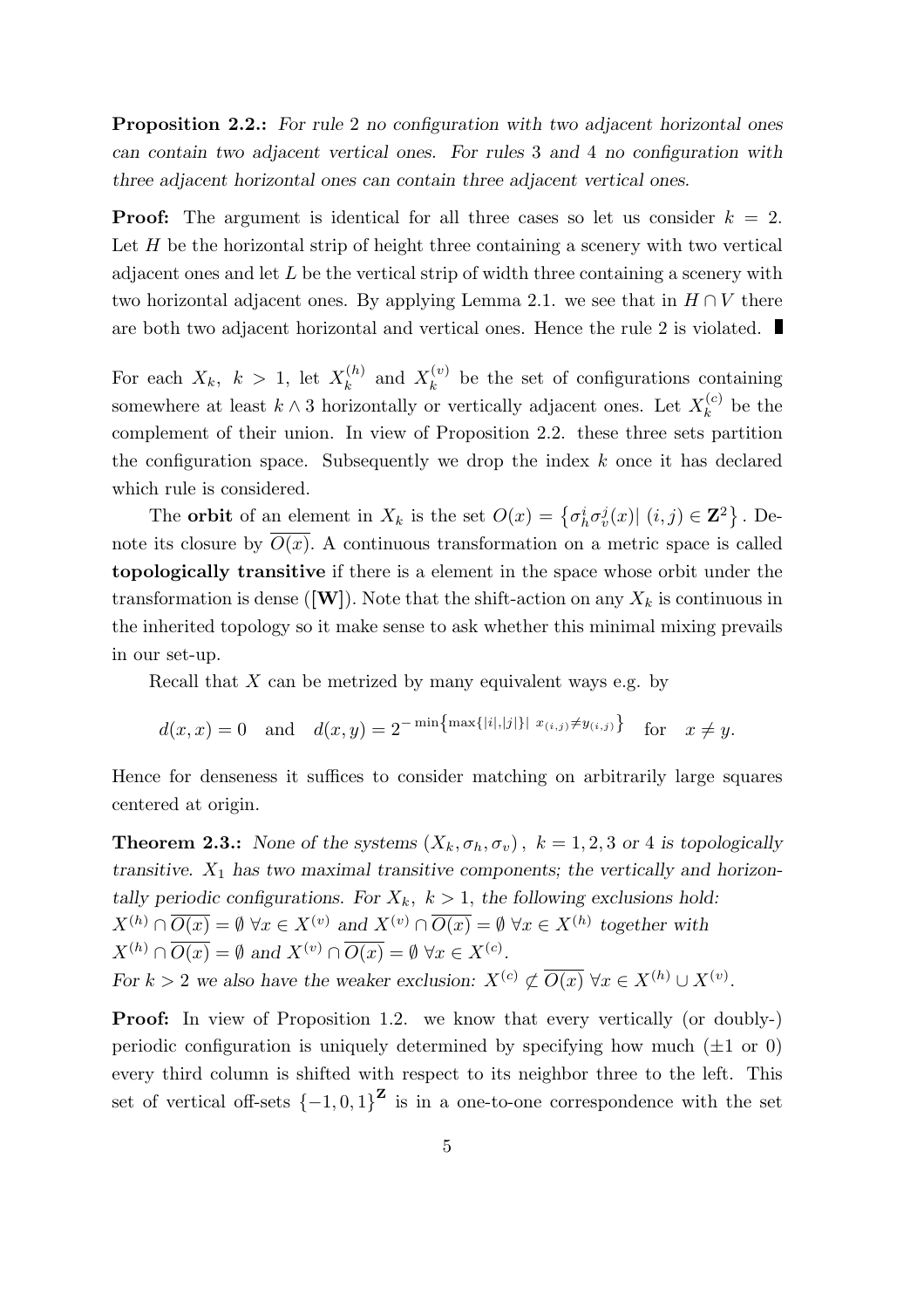**Proposition 2.2.:** *For rule* 2 *no configuration with two adjacent horizontal ones can contain two adjacent vertical ones. For rules* 3 *and* 4 *no configuration with three adjacent horizontal ones can contain three adjacent vertical ones.*

**Proof:** The argument is identical for all three cases so let us consider $k = 2$. Let $H$ be the horizontal strip of height three containing a scenery with two vertical adjacent ones and let $L$ be the vertical strip of width three containing a scenery with two horizontal adjacent ones. By applying Lemma 2.1. we see that in $H \cap V$ there are both two adjacent horizontal and vertical ones. Hence the rule 2 is violated. ∎

For each $X_k$, $k > 1$, let $X_k^{(h)}$ and $X_k^{(v)}$ be the set of configurations containing somewhere at least $k \wedge 3$ horizontally or vertically adjacent ones. Let $X_k^{(c)}$ be the complement of their union. In view of Proposition 2.2. these three sets partition the configuration space. Subsequently we drop the index $k$ once it has declared which rule is considered.

The **orbit** of an element in $X_k$ is the set $O(x) = \left\{\sigma_h^i \sigma_v^j(x) | \, (i,j) \in \mathbf{Z}^2\right\}$. Denote its closure by $\overline{O(x)}$. A continuous transformation on a metric space is called **topologically transitive** if there is a element in the space whose orbit under the transformation is dense ([**W**]). Note that the shift-action on any $X_k$ is continuous in the inherited topology so it make sense to ask whether this minimal mixing prevails in our set-up.

Recall that $X$ can be metrized by many equivalent ways e.g. by

$$d(x,x) = 0 \quad \text{and} \quad d(x,y) = 2^{-\min\left\{\max\{|i|,|j|\} | \; x_{(i,j)} \neq y_{(i,j)}\right\}} \quad \text{for} \quad x \neq y.$$

Hence for denseness it suffices to consider matching on arbitrarily large squares centered at origin.

**Theorem 2.3.:** *None of the systems* $(X_k, \sigma_h, \sigma_v)$, $k = 1, 2, 3$ *or* 4 *is topologically transitive.* $X_1$ *has two maximal transitive components; the vertically and horizontally periodic configurations. For* $X_k$, $k > 1$, *the following exclusions hold:*
$X^{(h)} \cap \overline{O(x)} = \emptyset \;\forall x \in X^{(v)}$ *and* $X^{(v)} \cap \overline{O(x)} = \emptyset \;\forall x \in X^{(h)}$ *together with*
$X^{(h)} \cap \overline{O(x)} = \emptyset$ *and* $X^{(v)} \cap \overline{O(x)} = \emptyset \;\forall x \in X^{(c)}$.
*For* $k > 2$ *we also have the weaker exclusion:* $X^{(c)} \not\subset \overline{O(x)} \;\forall x \in X^{(h)} \cup X^{(v)}$.

**Proof:** In view of Proposition 1.2. we know that every vertically (or doubly-) periodic configuration is uniquely determined by specifying how much ($\pm 1$ or 0) every third column is shifted with respect to its neighbor three to the left. This set of vertical off-sets $\{-1, 0, 1\}^{\mathbf{Z}}$ is in a one-to-one correspondence with the set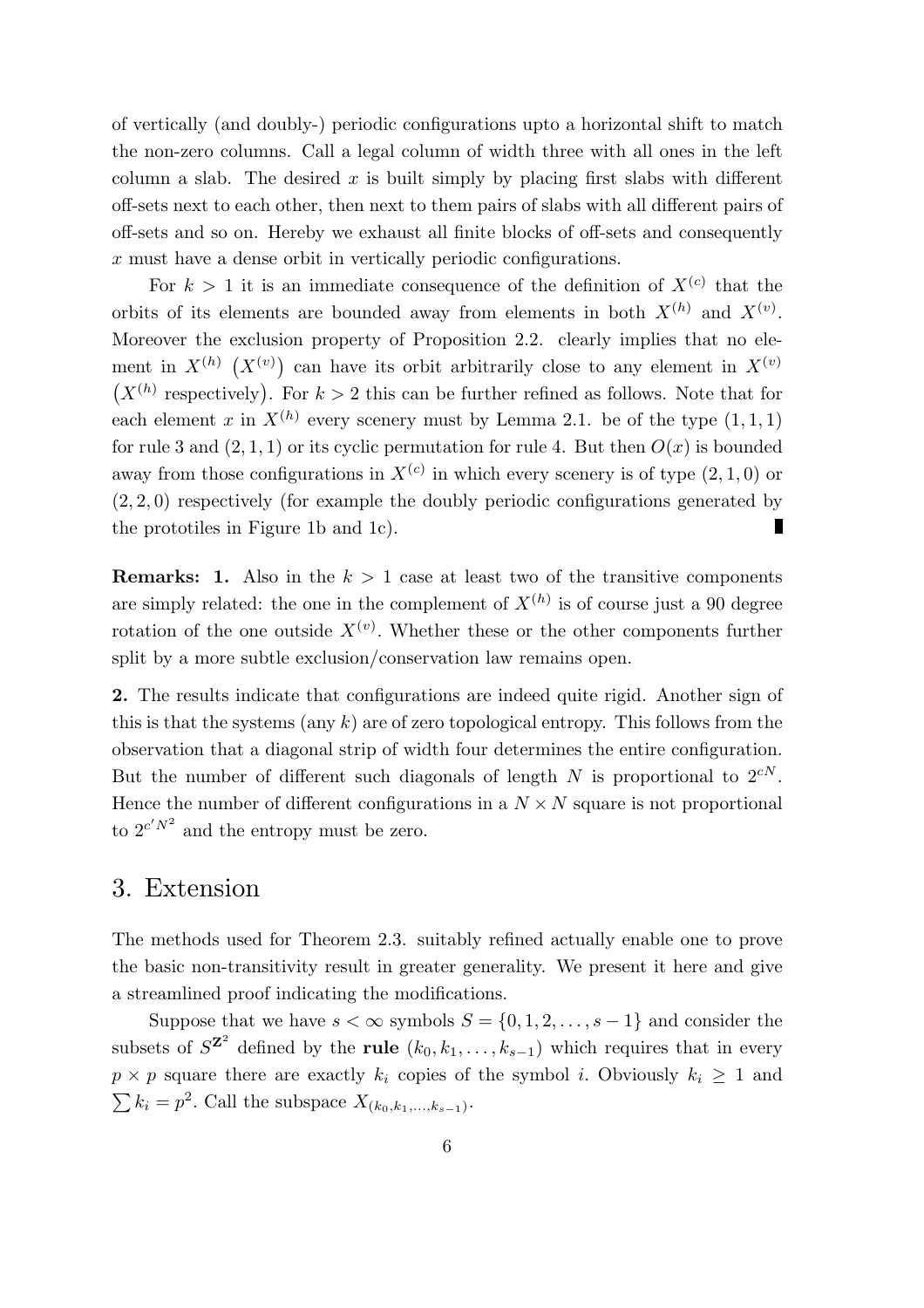of vertically (and doubly-) periodic configurations upto a horizontal shift to match the non-zero columns. Call a legal column of width three with all ones in the left column a slab. The desired $x$ is built simply by placing first slabs with different off-sets next to each other, then next to them pairs of slabs with all different pairs of off-sets and so on. Hereby we exhaust all finite blocks of off-sets and consequently $x$ must have a dense orbit in vertically periodic configurations.

For $k > 1$ it is an immediate consequence of the definition of $X^{(c)}$ that the orbits of its elements are bounded away from elements in both $X^{(h)}$ and $X^{(v)}$. Moreover the exclusion property of Proposition 2.2. clearly implies that no element in $X^{(h)}$ $\big(X^{(v)}\big)$ can have its orbit arbitrarily close to any element in $X^{(v)}$ $\big(X^{(h)}$ respectively$\big)$. For $k > 2$ this can be further refined as follows. Note that for each element $x$ in $X^{(h)}$ every scenery must by Lemma 2.1. be of the type $(1, 1, 1)$ for rule 3 and $(2, 1, 1)$ or its cyclic permutation for rule 4. But then $O(x)$ is bounded away from those configurations in $X^{(c)}$ in which every scenery is of type $(2, 1, 0)$ or $(2, 2, 0)$ respectively (for example the doubly periodic configurations generated by the prototiles in Figure 1b and 1c). ∎

**Remarks: 1.** Also in the $k > 1$ case at least two of the transitive components are simply related: the one in the complement of $X^{(h)}$ is of course just a 90 degree rotation of the one outside $X^{(v)}$. Whether these or the other components further split by a more subtle exclusion/conservation law remains open.

**2.** The results indicate that configurations are indeed quite rigid. Another sign of this is that the systems (any $k$) are of zero topological entropy. This follows from the observation that a diagonal strip of width four determines the entire configuration. But the number of different such diagonals of length $N$ is proportional to $2^{cN}$. Hence the number of different configurations in a $N \times N$ square is not proportional to $2^{c'N^2}$ and the entropy must be zero.

# 3. Extension

The methods used for Theorem 2.3. suitably refined actually enable one to prove the basic non-transitivity result in greater generality. We present it here and give a streamlined proof indicating the modifications.

Suppose that we have $s < \infty$ symbols $S = \{0, 1, 2, \ldots, s-1\}$ and consider the subsets of $S^{\mathbf{Z}^2}$ defined by the **rule** $(k_0, k_1, \ldots, k_{s-1})$ which requires that in every $p \times p$ square there are exactly $k_i$ copies of the symbol $i$. Obviously $k_i \geq 1$ and $\sum k_i = p^2$. Call the subspace $X_{(k_0,k_1,\ldots,k_{s-1})}$.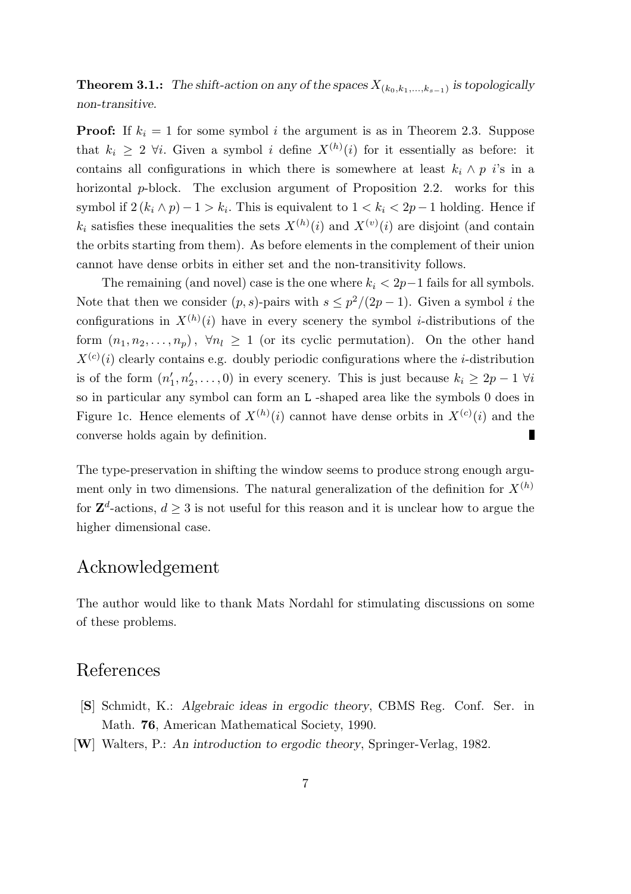**Theorem 3.1.:** *The shift-action on any of the spaces $X_{(k_0,k_1,\ldots,k_{s-1})}$ is topologically non-transitive.*

**Proof:** If $k_i = 1$ for some symbol $i$ the argument is as in Theorem 2.3. Suppose that $k_i \geq 2$ $\forall i$. Given a symbol $i$ define $X^{(h)}(i)$ for it essentially as before: it contains all configurations in which there is somewhere at least $k_i \wedge p$ $i$'s in a horizontal $p$-block. The exclusion argument of Proposition 2.2. works for this symbol if $2\,(k_i \wedge p) - 1 > k_i$. This is equivalent to $1 < k_i < 2p-1$ holding. Hence if $k_i$ satisfies these inequalities the sets $X^{(h)}(i)$ and $X^{(v)}(i)$ are disjoint (and contain the orbits starting from them). As before elements in the complement of their union cannot have dense orbits in either set and the non-transitivity follows.

The remaining (and novel) case is the one where $k_i < 2p-1$ fails for all symbols. Note that then we consider $(p, s)$-pairs with $s \leq p^2/(2p-1)$. Given a symbol $i$ the configurations in $X^{(h)}(i)$ have in every scenery the symbol $i$-distributions of the form $(n_1, n_2, \ldots, n_p)\,,\ \forall n_l \geq 1$ (or its cyclic permutation). On the other hand $X^{(c)}(i)$ clearly contains e.g. doubly periodic configurations where the $i$-distribution is of the form $(n'_1, n'_2, \ldots, 0)$ in every scenery. This is just because $k_i \geq 2p-1$ $\forall i$ so in particular any symbol can form an `L` -shaped area like the symbols 0 does in Figure 1c. Hence elements of $X^{(h)}(i)$ cannot have dense orbits in $X^{(c)}(i)$ and the converse holds again by definition. ∎

The type-preservation in shifting the window seems to produce strong enough argument only in two dimensions. The natural generalization of the definition for $X^{(h)}$ for $\mathbf{Z}^d$-actions, $d \geq 3$ is not useful for this reason and it is unclear how to argue the higher dimensional case.

# Acknowledgement

The author would like to thank Mats Nordahl for stimulating discussions on some of these problems.

# References

[**S**] Schmidt, K.: *Algebraic ideas in ergodic theory*, CBMS Reg. Conf. Ser. in Math. **76**, American Mathematical Society, 1990.

[**W**] Walters, P.: *An introduction to ergodic theory*, Springer-Verlag, 1982.